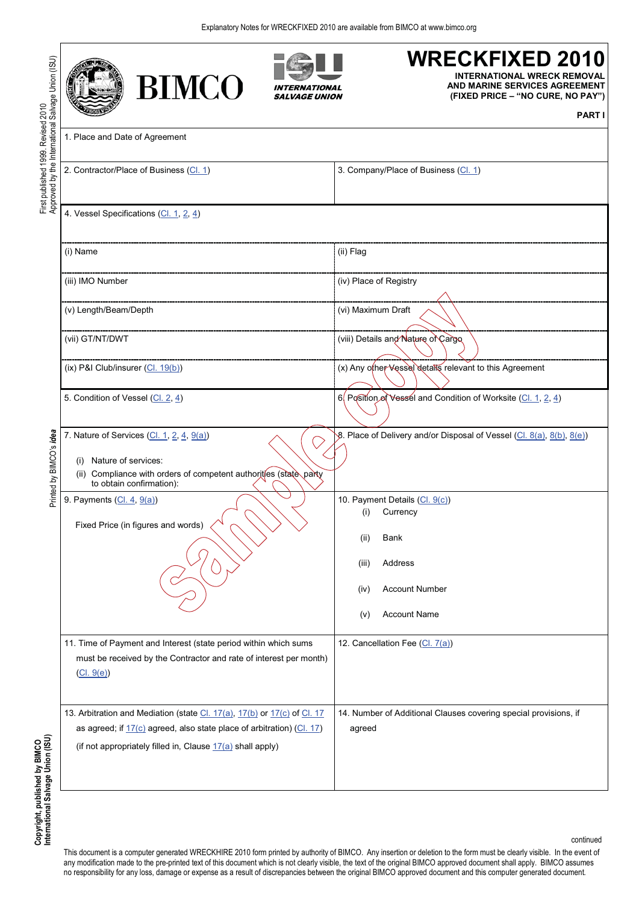Explanatory Notes for WRECKFIXED 2010 are available from BIMCO at www.bimco.org

# WRECKFIXED 2010

**INTERNATIONAL WRECK REMOVAL AND MARINE SERVICES AGREEMENT (FIXED PRICE – "NO CURE, NO PAY")**

**PART I**

First published 1999. Revised 2010. Approved by the International Salvage Union (ISU)

| | |
|---|---|
| 1. Place and Date of Agreement | |
| 2. Contractor/Place of Business (Cl. 1) | 3. Company/Place of Business (Cl. 1) |
| 4. Vessel Specifications (Cl. 1, 2, 4) | |
| (i) Name | (ii) Flag |
| (iii) IMO Number | (iv) Place of Registry |
| (v) Length/Beam/Depth | (vi) Maximum Draft |
| (vii) GT/NT/DWT | (viii) Details and Nature of Cargo |
| (ix) P&I Club/insurer (Cl. 19(b)) | (x) Any other Vessel details relevant to this Agreement |
| 5. Condition of Vessel (Cl. 2, 4) | 6. Position of Vessel and Condition of Worksite (Cl. 1, 2, 4) |
| 7. Nature of Services (Cl. 1, 2, 4, 9(a)) <br> (i) Nature of services: <br> (ii) Compliance with orders of competent authorities (state party to obtain confirmation): | 8. Place of Delivery and/or Disposal of Vessel (Cl. 8(a), 8(b), 8(e)) |
| 9. Payments (Cl. 4, 9(a)) <br> Fixed Price (in figures and words) | 10. Payment Details (Cl. 9(c)) <br> (i) Currency <br> (ii) Bank <br> (iii) Address <br> (iv) Account Number <br> (v) Account Name |
| 11. Time of Payment and Interest (state period within which sums must be received by the Contractor and rate of interest per month) (Cl. 9(e)) | 12. Cancellation Fee (Cl. 7(a)) |
| 13. Arbitration and Mediation (state Cl. 17(a), 17(b) or 17(c) of Cl. 17 as agreed; if 17(c) agreed, also state place of arbitration) (Cl. 17) <br> (if not appropriately filled in, Clause 17(a) shall apply) | 14. Number of Additional Clauses covering special provisions, if agreed |

Printed by BIMCO's *idea*

Copyright, published by BIMCO International Salvage Union (ISU)

continued

This document is a computer generated WRECKHIRE 2010 form printed by authority of BIMCO. Any insertion or deletion to the form must be clearly visible. In the event of any modification made to the pre-printed text of this document which is not clearly visible, the text of the original BIMCO approved document shall apply. BIMCO assumes no responsibility for any loss, damage or expense as a result of discrepancies between the original BIMCO approved document and this computer generated document.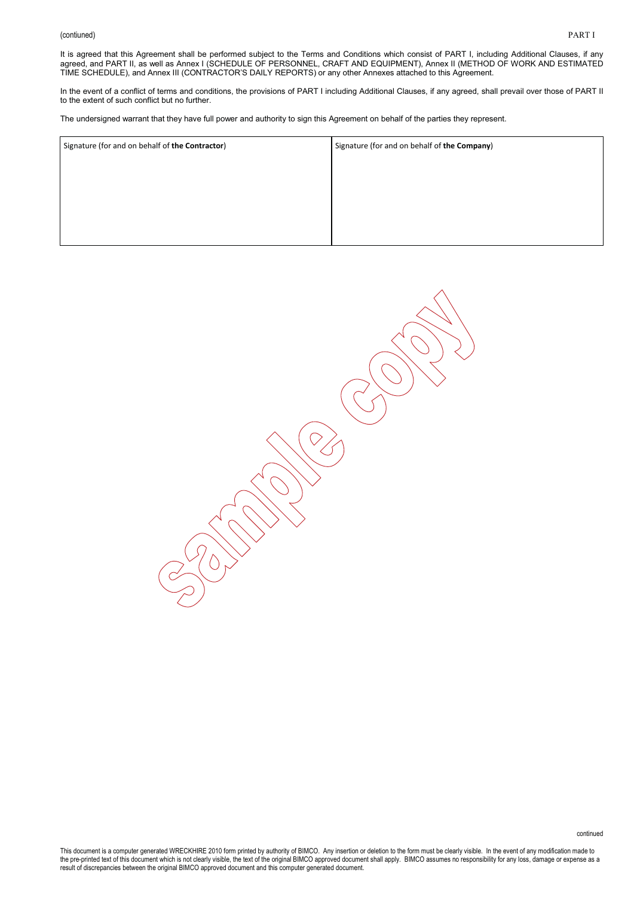(contiuned)

PART I

It is agreed that this Agreement shall be performed subject to the Terms and Conditions which consist of PART I, including Additional Clauses, if any agreed, and PART II, as well as Annex I (SCHEDULE OF PERSONNEL, CRAFT AND EQUIPMENT), Annex II (METHOD OF WORK AND ESTIMATED TIME SCHEDULE), and Annex III (CONTRACTOR'S DAILY REPORTS) or any other Annexes attached to this Agreement.

In the event of a conflict of terms and conditions, the provisions of PART I including Additional Clauses, if any agreed, shall prevail over those of PART II to the extent of such conflict but no further.

The undersigned warrant that they have full power and authority to sign this Agreement on behalf of the parties they represent.

| Signature (for and on behalf of **the Contractor**) | Signature (for and on behalf of **the Company**) |
| --- | --- |
| | |

sample copy

continued

This document is a computer generated WRECKHIRE 2010 form printed by authority of BIMCO. Any insertion or deletion to the form must be clearly visible. In the event of any modification made to the pre-printed text of this document which is not clearly visible, the text of the original BIMCO approved document shall apply. BIMCO assumes no responsibility for any loss, damage or expense as a result of discrepancies between the original BIMCO approved document and this computer generated document.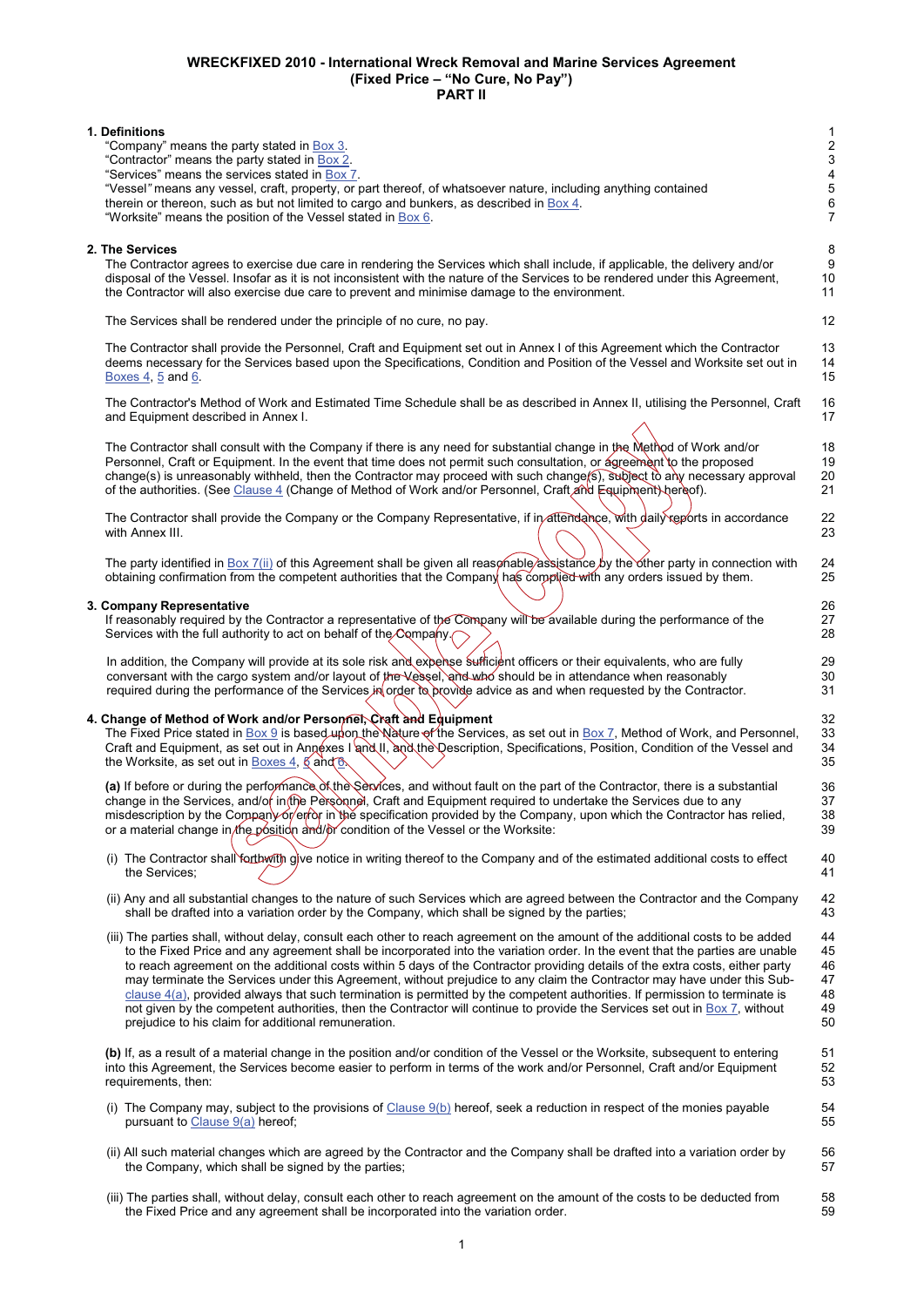# WRECKFIXED 2010 - International Wreck Removal and Marine Services Agreement (Fixed Price – "No Cure, No Pay") PART II

**1. Definitions**

"Company" means the party stated in Box 3.
"Contractor" means the party stated in Box 2.
"Services" means the services stated in Box 7.
"Vessel" means any vessel, craft, property, or part thereof, of whatsoever nature, including anything contained therein or thereon, such as but not limited to cargo and bunkers, as described in Box 4.
"Worksite" means the position of the Vessel stated in Box 6.

**2. The Services**

The Contractor agrees to exercise due care in rendering the Services which shall include, if applicable, the delivery and/or disposal of the Vessel. Insofar as it is not inconsistent with the nature of the Services to be rendered under this Agreement, the Contractor will also exercise due care to prevent and minimise damage to the environment.

The Services shall be rendered under the principle of no cure, no pay.

The Contractor shall provide the Personnel, Craft and Equipment set out in Annex I of this Agreement which the Contractor deems necessary for the Services based upon the Specifications, Condition and Position of the Vessel and Worksite set out in Boxes 4, 5 and 6.

The Contractor's Method of Work and Estimated Time Schedule shall be as described in Annex II, utilising the Personnel, Craft and Equipment described in Annex I.

The Contractor shall consult with the Company if there is any need for substantial change in the Method of Work and/or Personnel, Craft or Equipment. In the event that time does not permit such consultation, or agreement to the proposed change(s) is unreasonably withheld, then the Contractor may proceed with such change(s), subject to any necessary approval of the authorities. (See Clause 4 (Change of Method of Work and/or Personnel, Craft and Equipment) hereof).

The Contractor shall provide the Company or the Company Representative, if in attendance, with daily reports in accordance with Annex III.

The party identified in Box 7(ii) of this Agreement shall be given all reasonable assistance by the other party in connection with obtaining confirmation from the competent authorities that the Company has complied with any orders issued by them.

**3. Company Representative**

If reasonably required by the Contractor a representative of the Company will be available during the performance of the Services with the full authority to act on behalf of the Company.

In addition, the Company will provide at its sole risk and expense sufficient officers or their equivalents, who are fully conversant with the cargo system and/or layout of the Vessel, and who should be in attendance when reasonably required during the performance of the Services in order to provide advice as and when requested by the Contractor.

**4. Change of Method of Work and/or Personnel, Craft and Equipment**

The Fixed Price stated in Box 9 is based upon the Nature of the Services, as set out in Box 7, Method of Work, and Personnel, Craft and Equipment, as set out in Annexes I and II, and the Description, Specifications, Position, Condition of the Vessel and the Worksite, as set out in Boxes 4, 5 and 6.

**(a)** If before or during the performance of the Services, and without fault on the part of the Contractor, there is a substantial change in the Services, and/or in the Personnel, Craft and Equipment required to undertake the Services due to any misdescription by the Company or error in the specification provided by the Company, upon which the Contractor has relied, or a material change in the position and/or condition of the Vessel or the Worksite:

(i) The Contractor shall forthwith give notice in writing thereof to the Company and of the estimated additional costs to effect the Services;

(ii) Any and all substantial changes to the nature of such Services which are agreed between the Contractor and the Company shall be drafted into a variation order by the Company, which shall be signed by the parties;

(iii) The parties shall, without delay, consult each other to reach agreement on the amount of the additional costs to be added to the Fixed Price and any agreement shall be incorporated into the variation order. In the event that the parties are unable to reach agreement on the additional costs within 5 days of the Contractor providing details of the extra costs, either party may terminate the Services under this Agreement, without prejudice to any claim the Contractor may have under this Sub-clause 4(a), provided always that such termination is permitted by the competent authorities. If permission to terminate is not given by the competent authorities, then the Contractor will continue to provide the Services set out in Box 7, without prejudice to his claim for additional remuneration.

**(b)** If, as a result of a material change in the position and/or condition of the Vessel or the Worksite, subsequent to entering into this Agreement, the Services become easier to perform in terms of the work and/or Personnel, Craft and/or Equipment requirements, then:

(i) The Company may, subject to the provisions of Clause 9(b) hereof, seek a reduction in respect of the monies payable pursuant to Clause 9(a) hereof;

(ii) All such material changes which are agreed by the Contractor and the Company shall be drafted into a variation order by the Company, which shall be signed by the parties;

(iii) The parties shall, without delay, consult each other to reach agreement on the amount of the costs to be deducted from the Fixed Price and any agreement shall be incorporated into the variation order.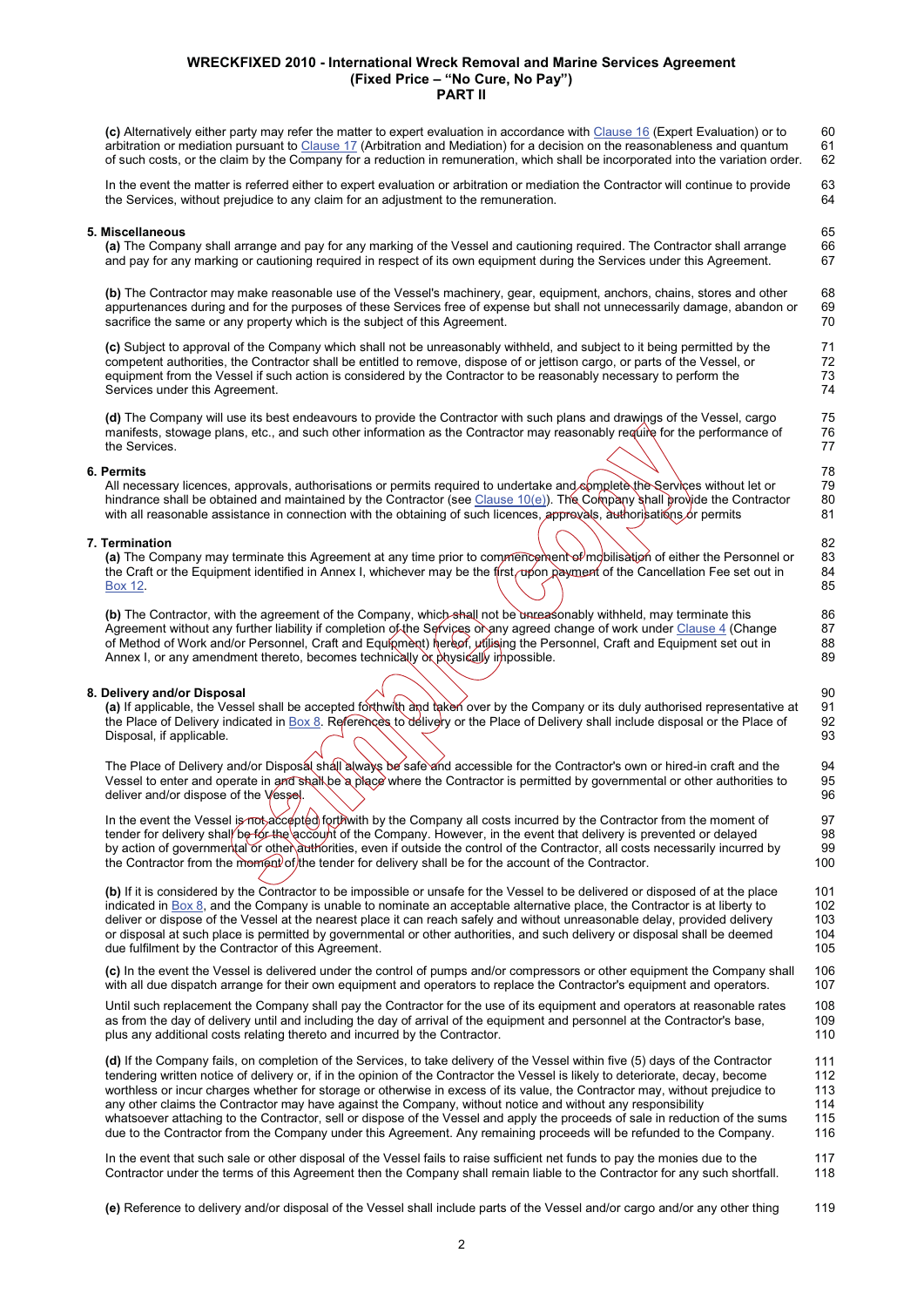**(c)** Alternatively either party may refer the matter to expert evaluation in accordance with Clause 16 (Expert Evaluation) or to arbitration or mediation pursuant to Clause 17 (Arbitration and Mediation) for a decision on the reasonableness and quantum of such costs, or the claim by the Company for a reduction in remuneration, which shall be incorporated into the variation order.

In the event the matter is referred either to expert evaluation or arbitration or mediation the Contractor will continue to provide the Services, without prejudice to any claim for an adjustment to the remuneration.

**5. Miscellaneous**

**(a)** The Company shall arrange and pay for any marking of the Vessel and cautioning required. The Contractor shall arrange and pay for any marking or cautioning required in respect of its own equipment during the Services under this Agreement.

**(b)** The Contractor may make reasonable use of the Vessel's machinery, gear, equipment, anchors, chains, stores and other appurtenances during and for the purposes of these Services free of expense but shall not unnecessarily damage, abandon or sacrifice the same or any property which is the subject of this Agreement.

**(c)** Subject to approval of the Company which shall not be unreasonably withheld, and subject to it being permitted by the competent authorities, the Contractor shall be entitled to remove, dispose of or jettison cargo, or parts of the Vessel, or equipment from the Vessel if such action is considered by the Contractor to be reasonably necessary to perform the Services under this Agreement.

**(d)** The Company will use its best endeavours to provide the Contractor with such plans and drawings of the Vessel, cargo manifests, stowage plans, etc., and such other information as the Contractor may reasonably require for the performance of the Services.

**6. Permits**

All necessary licences, approvals, authorisations or permits required to undertake and complete the Services without let or hindrance shall be obtained and maintained by the Contractor (see Clause 10(e)). The Company shall provide the Contractor with all reasonable assistance in connection with the obtaining of such licences, approvals, authorisations or permits

**7. Termination**

**(a)** The Company may terminate this Agreement at any time prior to commencement of mobilisation of either the Personnel or the Craft or the Equipment identified in Annex I, whichever may be the first, upon payment of the Cancellation Fee set out in Box 12.

**(b)** The Contractor, with the agreement of the Company, which shall not be unreasonably withheld, may terminate this Agreement without any further liability if completion of the Services or any agreed change of work under Clause 4 (Change of Method of Work and/or Personnel, Craft and Equipment) hereof, utilising the Personnel, Craft and Equipment set out in Annex I, or any amendment thereto, becomes technically or physically impossible.

**8. Delivery and/or Disposal**

**(a)** If applicable, the Vessel shall be accepted forthwith and taken over by the Company or its duly authorised representative at the Place of Delivery indicated in Box 8. References to delivery or the Place of Delivery shall include disposal or the Place of Disposal, if applicable.

The Place of Delivery and/or Disposal shall always be safe and accessible for the Contractor's own or hired-in craft and the Vessel to enter and operate in and shall be a place where the Contractor is permitted by governmental or other authorities to deliver and/or dispose of the Vessel.

In the event the Vessel is not accepted forthwith by the Company all costs incurred by the Contractor from the moment of tender for delivery shall be for the account of the Company. However, in the event that delivery is prevented or delayed by action of governmental or other authorities, even if outside the control of the Contractor, all costs necessarily incurred by the Contractor from the moment of the tender for delivery shall be for the account of the Contractor.

**(b)** If it is considered by the Contractor to be impossible or unsafe for the Vessel to be delivered or disposed of at the place indicated in Box 8, and the Company is unable to nominate an acceptable alternative place, the Contractor is at liberty to deliver or dispose of the Vessel at the nearest place it can reach safely and without unreasonable delay, provided delivery or disposal at such place is permitted by governmental or other authorities, and such delivery or disposal shall be deemed due fulfilment by the Contractor of this Agreement.

**(c)** In the event the Vessel is delivered under the control of pumps and/or compressors or other equipment the Company shall with all due dispatch arrange for their own equipment and operators to replace the Contractor's equipment and operators.

Until such replacement the Company shall pay the Contractor for the use of its equipment and operators at reasonable rates as from the day of delivery until and including the day of arrival of the equipment and personnel at the Contractor's base, plus any additional costs relating thereto and incurred by the Contractor.

**(d)** If the Company fails, on completion of the Services, to take delivery of the Vessel within five (5) days of the Contractor tendering written notice of delivery or, if in the opinion of the Contractor the Vessel is likely to deteriorate, decay, become worthless or incur charges whether for storage or otherwise in excess of its value, the Contractor may, without prejudice to any other claims the Contractor may have against the Company, without notice and without any responsibility whatsoever attaching to the Contractor, sell or dispose of the Vessel and apply the proceeds of sale in reduction of the sums due to the Contractor from the Company under this Agreement. Any remaining proceeds will be refunded to the Company.

In the event that such sale or other disposal of the Vessel fails to raise sufficient net funds to pay the monies due to the Contractor under the terms of this Agreement then the Company shall remain liable to the Contractor for any such shortfall.

**(e)** Reference to delivery and/or disposal of the Vessel shall include parts of the Vessel and/or cargo and/or any other thing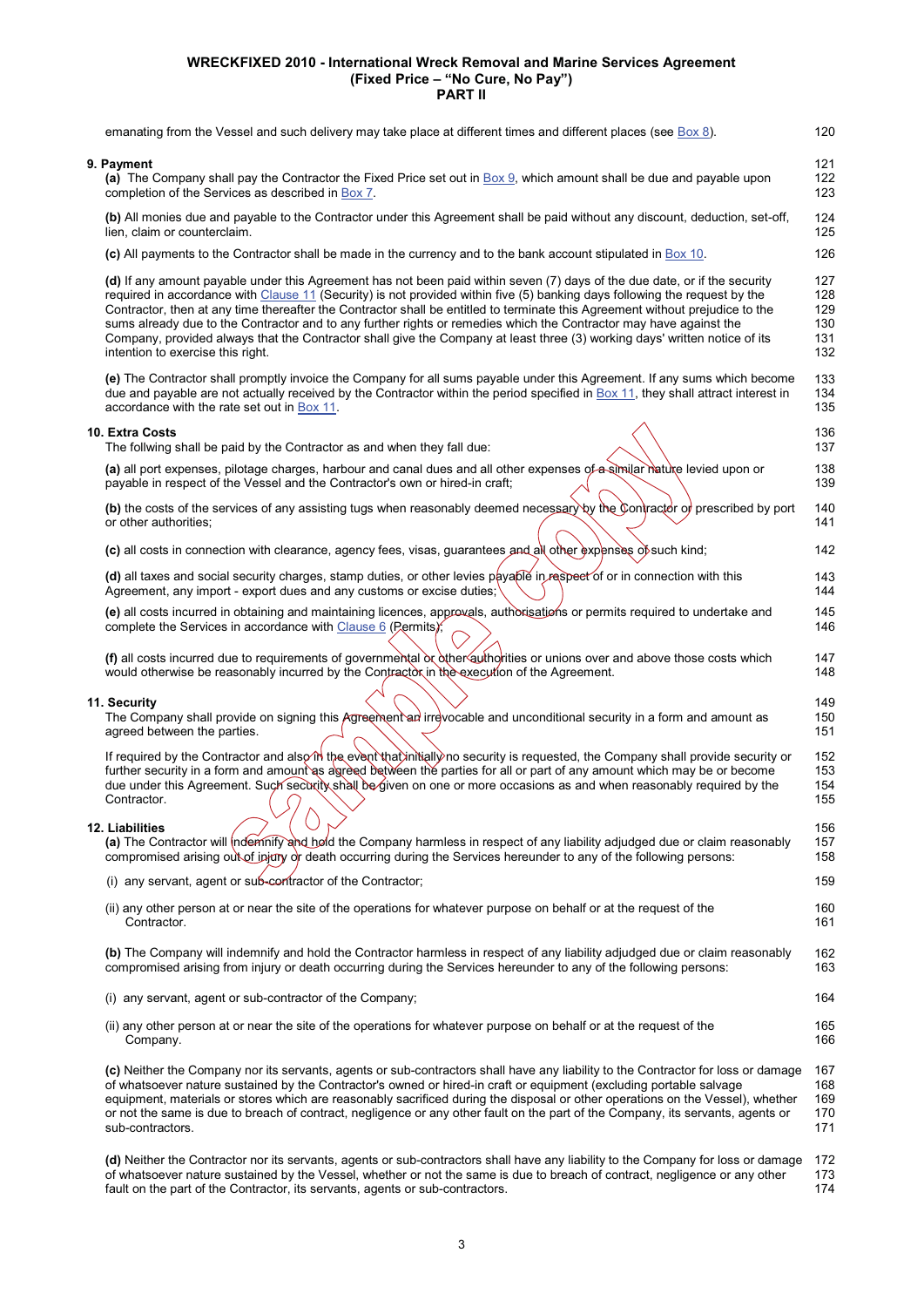emanating from the Vessel and such delivery may take place at different times and different places (see Box 8).

**9. Payment**

**(a)** The Company shall pay the Contractor the Fixed Price set out in Box 9, which amount shall be due and payable upon completion of the Services as described in Box 7.

**(b)** All monies due and payable to the Contractor under this Agreement shall be paid without any discount, deduction, set-off, lien, claim or counterclaim.

**(c)** All payments to the Contractor shall be made in the currency and to the bank account stipulated in Box 10.

**(d)** If any amount payable under this Agreement has not been paid within seven (7) days of the due date, or if the security required in accordance with Clause 11 (Security) is not provided within five (5) banking days following the request by the Contractor, then at any time thereafter the Contractor shall be entitled to terminate this Agreement without prejudice to the sums already due to the Contractor and to any further rights or remedies which the Contractor may have against the Company, provided always that the Contractor shall give the Company at least three (3) working days' written notice of its intention to exercise this right.

**(e)** The Contractor shall promptly invoice the Company for all sums payable under this Agreement. If any sums which become due and payable are not actually received by the Contractor within the period specified in Box 11, they shall attract interest in accordance with the rate set out in Box 11.

**10. Extra Costs**

The follwing shall be paid by the Contractor as and when they fall due:

**(a)** all port expenses, pilotage charges, harbour and canal dues and all other expenses of a similar nature levied upon or payable in respect of the Vessel and the Contractor's own or hired-in craft;

**(b)** the costs of the services of any assisting tugs when reasonably deemed necessary by the Contractor or prescribed by port or other authorities;

**(c)** all costs in connection with clearance, agency fees, visas, guarantees and all other expenses of such kind;

**(d)** all taxes and social security charges, stamp duties, or other levies payable in respect of or in connection with this Agreement, any import - export dues and any customs or excise duties;

**(e)** all costs incurred in obtaining and maintaining licences, approvals, authorisations or permits required to undertake and complete the Services in accordance with Clause 6 (Permits);

**(f)** all costs incurred due to requirements of governmental or other authorities or unions over and above those costs which would otherwise be reasonably incurred by the Contractor in the execution of the Agreement.

**11. Security**

The Company shall provide on signing this Agreement an irrevocable and unconditional security in a form and amount as agreed between the parties.

If required by the Contractor and also in the event that initially no security is requested, the Company shall provide security or further security in a form and amount as agreed between the parties for all or part of any amount which may be or become due under this Agreement. Such security shall be given on one or more occasions as and when reasonably required by the Contractor.

**12. Liabilities**

**(a)** The Contractor will indemnify and hold the Company harmless in respect of any liability adjudged due or claim reasonably compromised arising out of injury or death occurring during the Services hereunder to any of the following persons:

(i) any servant, agent or sub-contractor of the Contractor;

(ii) any other person at or near the site of the operations for whatever purpose on behalf or at the request of the Contractor.

**(b)** The Company will indemnify and hold the Contractor harmless in respect of any liability adjudged due or claim reasonably compromised arising from injury or death occurring during the Services hereunder to any of the following persons:

(i) any servant, agent or sub-contractor of the Company;

(ii) any other person at or near the site of the operations for whatever purpose on behalf or at the request of the Company.

**(c)** Neither the Company nor its servants, agents or sub-contractors shall have any liability to the Contractor for loss or damage of whatsoever nature sustained by the Contractor's owned or hired-in craft or equipment (excluding portable salvage equipment, materials or stores which are reasonably sacrificed during the disposal or other operations on the Vessel), whether or not the same is due to breach of contract, negligence or any other fault on the part of the Company, its servants, agents or sub-contractors.

**(d)** Neither the Contractor nor its servants, agents or sub-contractors shall have any liability to the Company for loss or damage of whatsoever nature sustained by the Vessel, whether or not the same is due to breach of contract, negligence or any other fault on the part of the Contractor, its servants, agents or sub-contractors.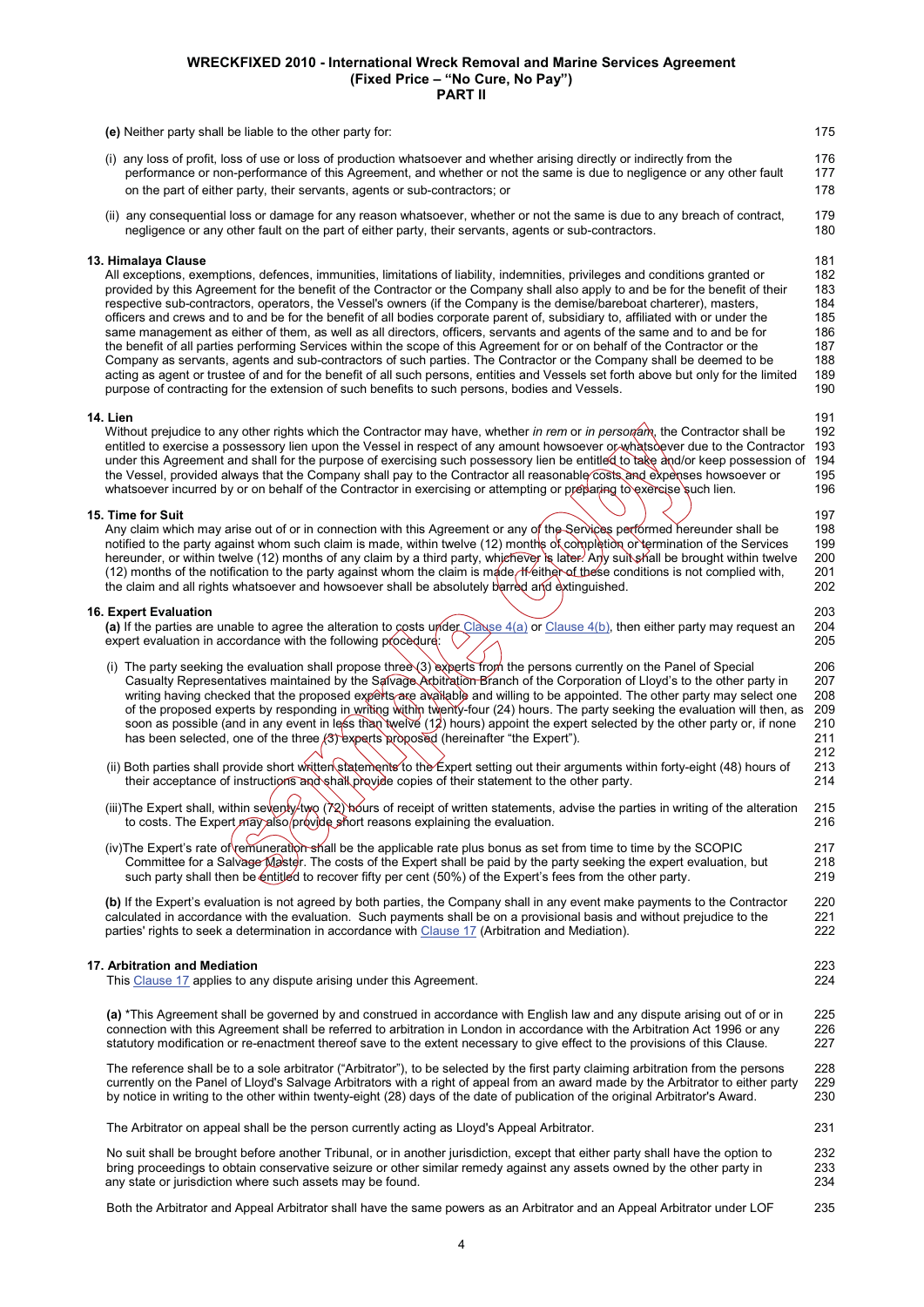**(e)** Neither party shall be liable to the other party for:

(i) any loss of profit, loss of use or loss of production whatsoever and whether arising directly or indirectly from the performance or non-performance of this Agreement, and whether or not the same is due to negligence or any other fault on the part of either party, their servants, agents or sub-contractors; or

(ii) any consequential loss or damage for any reason whatsoever, whether or not the same is due to any breach of contract, negligence or any other fault on the part of either party, their servants, agents or sub-contractors.

**13. Himalaya Clause**
All exceptions, exemptions, defences, immunities, limitations of liability, indemnities, privileges and conditions granted or provided by this Agreement for the benefit of the Contractor or the Company shall also apply to and be for the benefit of their respective sub-contractors, operators, the Vessel's owners (if the Company is the demise/bareboat charterer), masters, officers and crews and to and be for the benefit of all bodies corporate parent of, subsidiary to, affiliated with or under the same management as either of them, as well as all directors, officers, servants and agents of the same and to and be for the benefit of all parties performing Services within the scope of this Agreement for or on behalf of the Contractor or the Company as servants, agents and sub-contractors of such parties. The Contractor or the Company shall be deemed to be acting as agent or trustee of and for the benefit of all such persons, entities and Vessels set forth above but only for the limited purpose of contracting for the extension of such benefits to such persons, bodies and Vessels.

**14. Lien**
Without prejudice to any other rights which the Contractor may have, whether *in rem* or *in personam*, the Contractor shall be entitled to exercise a possessory lien upon the Vessel in respect of any amount howsoever or whatsoever due to the Contractor under this Agreement and shall for the purpose of exercising such possessory lien be entitled to take and/or keep possession of the Vessel, provided always that the Company shall pay to the Contractor all reasonable costs and expenses howsoever or whatsoever incurred by or on behalf of the Contractor in exercising or attempting or preparing to exercise such lien.

**15. Time for Suit**
Any claim which may arise out of or in connection with this Agreement or any of the Services performed hereunder shall be notified to the party against whom such claim is made, within twelve (12) months of completion or termination of the Services hereunder, or within twelve (12) months of any claim by a third party, whichever is later. Any suit shall be brought within twelve (12) months of the notification to the party against whom the claim is made. If either of these conditions is not complied with, the claim and all rights whatsoever and howsoever shall be absolutely barred and extinguished.

**16. Expert Evaluation**
**(a)** If the parties are unable to agree the alteration to costs under Clause 4(a) or Clause 4(b), then either party may request an expert evaluation in accordance with the following procedure:

(i) The party seeking the evaluation shall propose three (3) experts from the persons currently on the Panel of Special Casualty Representatives maintained by the Salvage Arbitration Branch of the Corporation of Lloyd's to the other party in writing having checked that the proposed experts are available and willing to be appointed. The other party may select one of the proposed experts by responding in writing within twenty-four (24) hours. The party seeking the evaluation will then, as soon as possible (and in any event in less than twelve (12) hours) appoint the expert selected by the other party or, if none has been selected, one of the three (3) experts proposed (hereinafter "the Expert").

(ii) Both parties shall provide short written statements to the Expert setting out their arguments within forty-eight (48) hours of their acceptance of instructions and shall provide copies of their statement to the other party.

(iii)The Expert shall, within seventy-two (72) hours of receipt of written statements, advise the parties in writing of the alteration to costs. The Expert may also provide short reasons explaining the evaluation.

(iv)The Expert's rate of remuneration shall be the applicable rate plus bonus as set from time to time by the SCOPIC Committee for a Salvage Master. The costs of the Expert shall be paid by the party seeking the expert evaluation, but such party shall then be entitled to recover fifty per cent (50%) of the Expert's fees from the other party.

**(b)** If the Expert's evaluation is not agreed by both parties, the Company shall in any event make payments to the Contractor calculated in accordance with the evaluation. Such payments shall be on a provisional basis and without prejudice to the parties' rights to seek a determination in accordance with Clause 17 (Arbitration and Mediation).

**17. Arbitration and Mediation**
This Clause 17 applies to any dispute arising under this Agreement.

**(a)** *This Agreement shall be governed by and construed in accordance with English law and any dispute arising out of or in connection with this Agreement shall be referred to arbitration in London in accordance with the Arbitration Act 1996 or any statutory modification or re-enactment thereof save to the extent necessary to give effect to the provisions of this Clause.

The reference shall be to a sole arbitrator ("Arbitrator"), to be selected by the first party claiming arbitration from the persons currently on the Panel of Lloyd's Salvage Arbitrators with a right of appeal from an award made by the Arbitrator to either party by notice in writing to the other within twenty-eight (28) days of the date of publication of the original Arbitrator's Award.

The Arbitrator on appeal shall be the person currently acting as Lloyd's Appeal Arbitrator.

No suit shall be brought before another Tribunal, or in another jurisdiction, except that either party shall have the option to bring proceedings to obtain conservative seizure or other similar remedy against any assets owned by the other party in any state or jurisdiction where such assets may be found.

Both the Arbitrator and Appeal Arbitrator shall have the same powers as an Arbitrator and an Appeal Arbitrator under LOF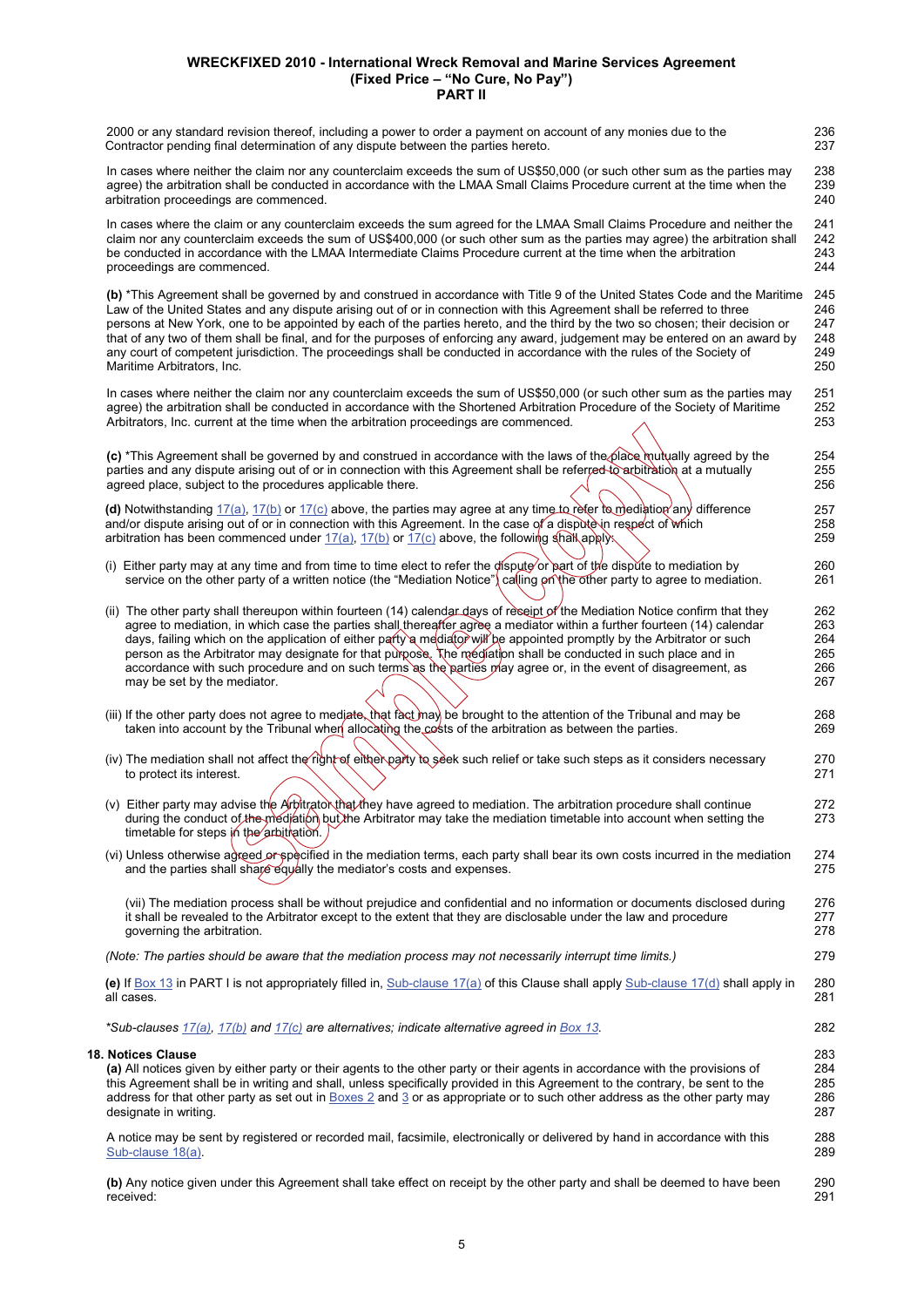2000 or any standard revision thereof, including a power to order a payment on account of any monies due to the Contractor pending final determination of any dispute between the parties hereto.

In cases where neither the claim nor any counterclaim exceeds the sum of US$50,000 (or such other sum as the parties may agree) the arbitration shall be conducted in accordance with the LMAA Small Claims Procedure current at the time when the arbitration proceedings are commenced.

In cases where the claim or any counterclaim exceeds the sum agreed for the LMAA Small Claims Procedure and neither the claim nor any counterclaim exceeds the sum of US$400,000 (or such other sum as the parties may agree) the arbitration shall be conducted in accordance with the LMAA Intermediate Claims Procedure current at the time when the arbitration proceedings are commenced.

**(b)** *This Agreement shall be governed by and construed in accordance with Title 9 of the United States Code and the Maritime Law of the United States and any dispute arising out of or in connection with this Agreement shall be referred to three persons at New York, one to be appointed by each of the parties hereto, and the third by the two so chosen; their decision or that of any two of them shall be final, and for the purposes of enforcing any award, judgement may be entered on an award by any court of competent jurisdiction. The proceedings shall be conducted in accordance with the rules of the Society of Maritime Arbitrators, Inc.

In cases where neither the claim nor any counterclaim exceeds the sum of US$50,000 (or such other sum as the parties may agree) the arbitration shall be conducted in accordance with the Shortened Arbitration Procedure of the Society of Maritime Arbitrators, Inc. current at the time when the arbitration proceedings are commenced.

**(c)** *This Agreement shall be governed by and construed in accordance with the laws of the place mutually agreed by the parties and any dispute arising out of or in connection with this Agreement shall be referred to arbitration at a mutually agreed place, subject to the procedures applicable there.

**(d)** Notwithstanding 17(a), 17(b) or 17(c) above, the parties may agree at any time to refer to mediation any difference and/or dispute arising out of or in connection with this Agreement. In the case of a dispute in respect of which arbitration has been commenced under 17(a), 17(b) or 17(c) above, the following shall apply:

(i) Either party may at any time and from time to time elect to refer the dispute or part of the dispute to mediation by service on the other party of a written notice (the "Mediation Notice") calling on the other party to agree to mediation.

(ii) The other party shall thereupon within fourteen (14) calendar days of receipt of the Mediation Notice confirm that they agree to mediation, in which case the parties shall thereafter agree a mediator within a further fourteen (14) calendar days, failing which on the application of either party a mediator will be appointed promptly by the Arbitrator or such person as the Arbitrator may designate for that purpose. The mediation shall be conducted in such place and in accordance with such procedure and on such terms as the parties may agree or, in the event of disagreement, as may be set by the mediator.

(iii) If the other party does not agree to mediate, that fact may be brought to the attention of the Tribunal and may be taken into account by the Tribunal when allocating the costs of the arbitration as between the parties.

(iv) The mediation shall not affect the right of either party to seek such relief or take such steps as it considers necessary to protect its interest.

(v) Either party may advise the Arbitrator that they have agreed to mediation. The arbitration procedure shall continue during the conduct of the mediation but the Arbitrator may take the mediation timetable into account when setting the timetable for steps in the arbitration.

(vi) Unless otherwise agreed or specified in the mediation terms, each party shall bear its own costs incurred in the mediation and the parties shall share equally the mediator's costs and expenses.

(vii) The mediation process shall be without prejudice and confidential and no information or documents disclosed during it shall be revealed to the Arbitrator except to the extent that they are disclosable under the law and procedure governing the arbitration.

*(Note: The parties should be aware that the mediation process may not necessarily interrupt time limits.)*

**(e)** If Box 13 in PART I is not appropriately filled in, Sub-clause 17(a) of this Clause shall apply Sub-clause 17(d) shall apply in all cases.

*\*Sub-clauses 17(a), 17(b) and 17(c) are alternatives; indicate alternative agreed in Box 13.*

**18. Notices Clause**

**(a)** All notices given by either party or their agents to the other party or their agents in accordance with the provisions of this Agreement shall be in writing and shall, unless specifically provided in this Agreement to the contrary, be sent to the address for that other party as set out in Boxes 2 and 3 or as appropriate or to such other address as the other party may designate in writing.

A notice may be sent by registered or recorded mail, facsimile, electronically or delivered by hand in accordance with this Sub-clause 18(a).

**(b)** Any notice given under this Agreement shall take effect on receipt by the other party and shall be deemed to have been received: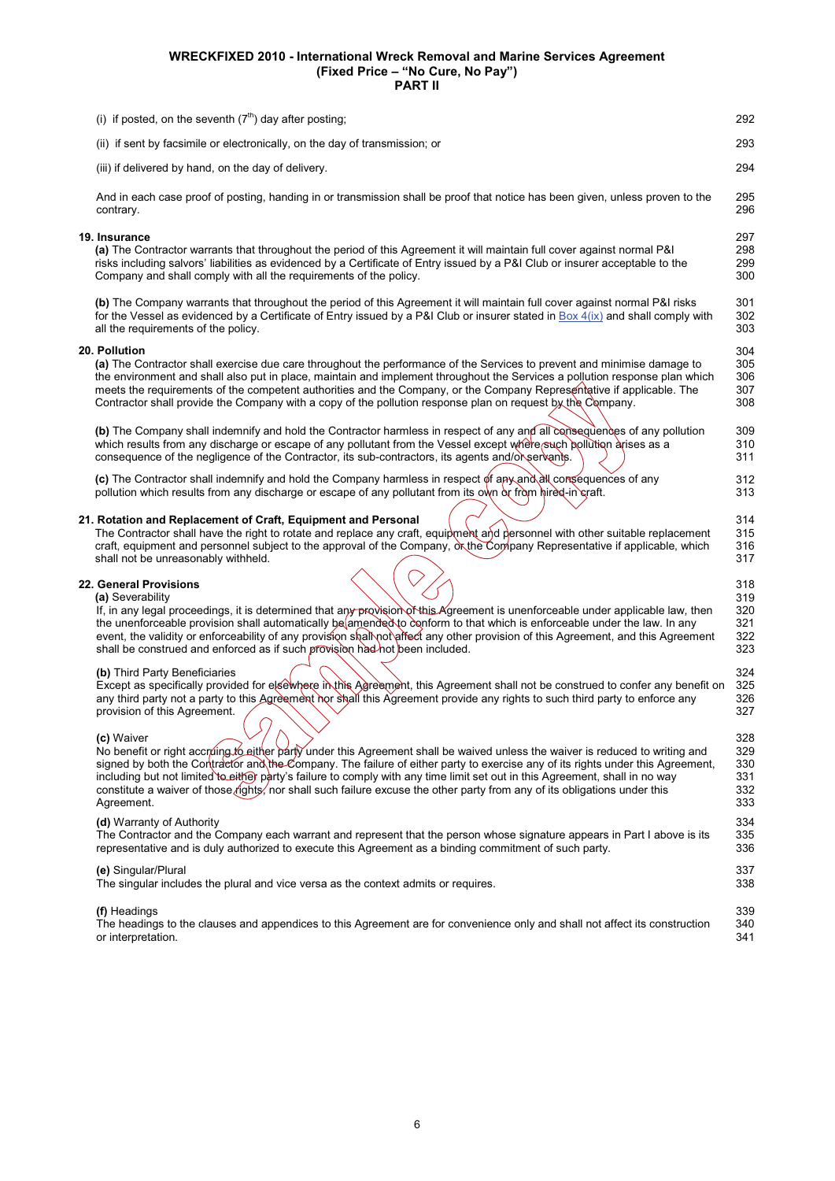(i) if posted, on the seventh (7th) day after posting;

(ii) if sent by facsimile or electronically, on the day of transmission; or

(iii) if delivered by hand, on the day of delivery.

And in each case proof of posting, handing in or transmission shall be proof that notice has been given, unless proven to the contrary.

**19. Insurance**

**(a)** The Contractor warrants that throughout the period of this Agreement it will maintain full cover against normal P&I risks including salvors' liabilities as evidenced by a Certificate of Entry issued by a P&I Club or insurer acceptable to the Company and shall comply with all the requirements of the policy.

**(b)** The Company warrants that throughout the period of this Agreement it will maintain full cover against normal P&I risks for the Vessel as evidenced by a Certificate of Entry issued by a P&I Club or insurer stated in Box 4(ix) and shall comply with all the requirements of the policy.

**20. Pollution**

**(a)** The Contractor shall exercise due care throughout the performance of the Services to prevent and minimise damage to the environment and shall also put in place, maintain and implement throughout the Services a pollution response plan which meets the requirements of the competent authorities and the Company, or the Company Representative if applicable. The Contractor shall provide the Company with a copy of the pollution response plan on request by the Company.

**(b)** The Company shall indemnify and hold the Contractor harmless in respect of any and all consequences of any pollution which results from any discharge or escape of any pollutant from the Vessel except where such pollution arises as a consequence of the negligence of the Contractor, its sub-contractors, its agents and/or servants.

**(c)** The Contractor shall indemnify and hold the Company harmless in respect of any and all consequences of any pollution which results from any discharge or escape of any pollutant from its own or from hired-in craft.

**21. Rotation and Replacement of Craft, Equipment and Personal**

The Contractor shall have the right to rotate and replace any craft, equipment and personnel with other suitable replacement craft, equipment and personnel subject to the approval of the Company, or the Company Representative if applicable, which shall not be unreasonably withheld.

**22. General Provisions**

**(a)** Severability

If, in any legal proceedings, it is determined that any provision of this Agreement is unenforceable under applicable law, then the unenforceable provision shall automatically be amended to conform to that which is enforceable under the law. In any event, the validity or enforceability of any provision shall not affect any other provision of this Agreement, and this Agreement shall be construed and enforced as if such provision had not been included.

**(b)** Third Party Beneficiaries

Except as specifically provided for elsewhere in this Agreement, this Agreement shall not be construed to confer any benefit on any third party not a party to this Agreement nor shall this Agreement provide any rights to such third party to enforce any provision of this Agreement.

**(c)** Waiver

No benefit or right accruing to either party under this Agreement shall be waived unless the waiver is reduced to writing and signed by both the Contractor and the Company. The failure of either party to exercise any of its rights under this Agreement, including but not limited to either party's failure to comply with any time limit set out in this Agreement, shall in no way constitute a waiver of those rights, nor shall such failure excuse the other party from any of its obligations under this Agreement.

**(d)** Warranty of Authority

The Contractor and the Company each warrant and represent that the person whose signature appears in Part I above is its representative and is duly authorized to execute this Agreement as a binding commitment of such party.

**(e)** Singular/Plural

The singular includes the plural and vice versa as the context admits or requires.

**(f)** Headings

The headings to the clauses and appendices to this Agreement are for convenience only and shall not affect its construction or interpretation.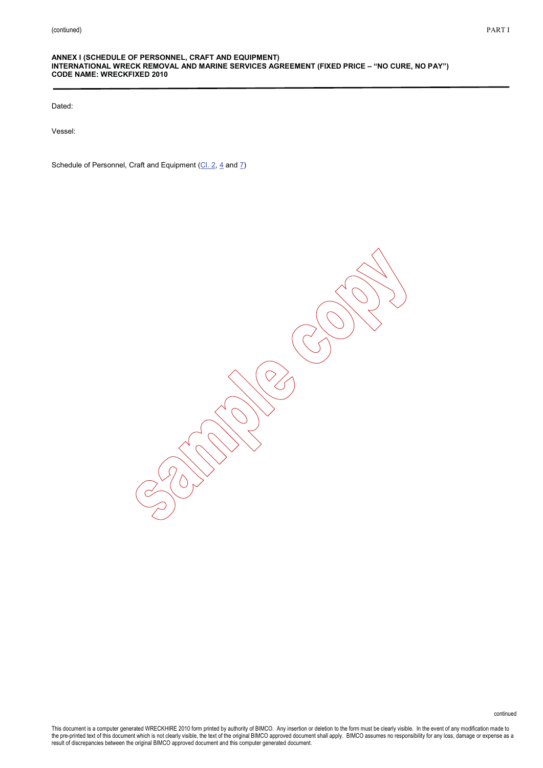# ANNEX I (SCHEDULE OF PERSONNEL, CRAFT AND EQUIPMENT)
# INTERNATIONAL WRECK REMOVAL AND MARINE SERVICES AGREEMENT (FIXED PRICE – "NO CURE, NO PAY")
# CODE NAME: WRECKFIXED 2010

Dated:

Vessel:

Schedule of Personnel, Craft and Equipment (Cl. 2, 4 and 7)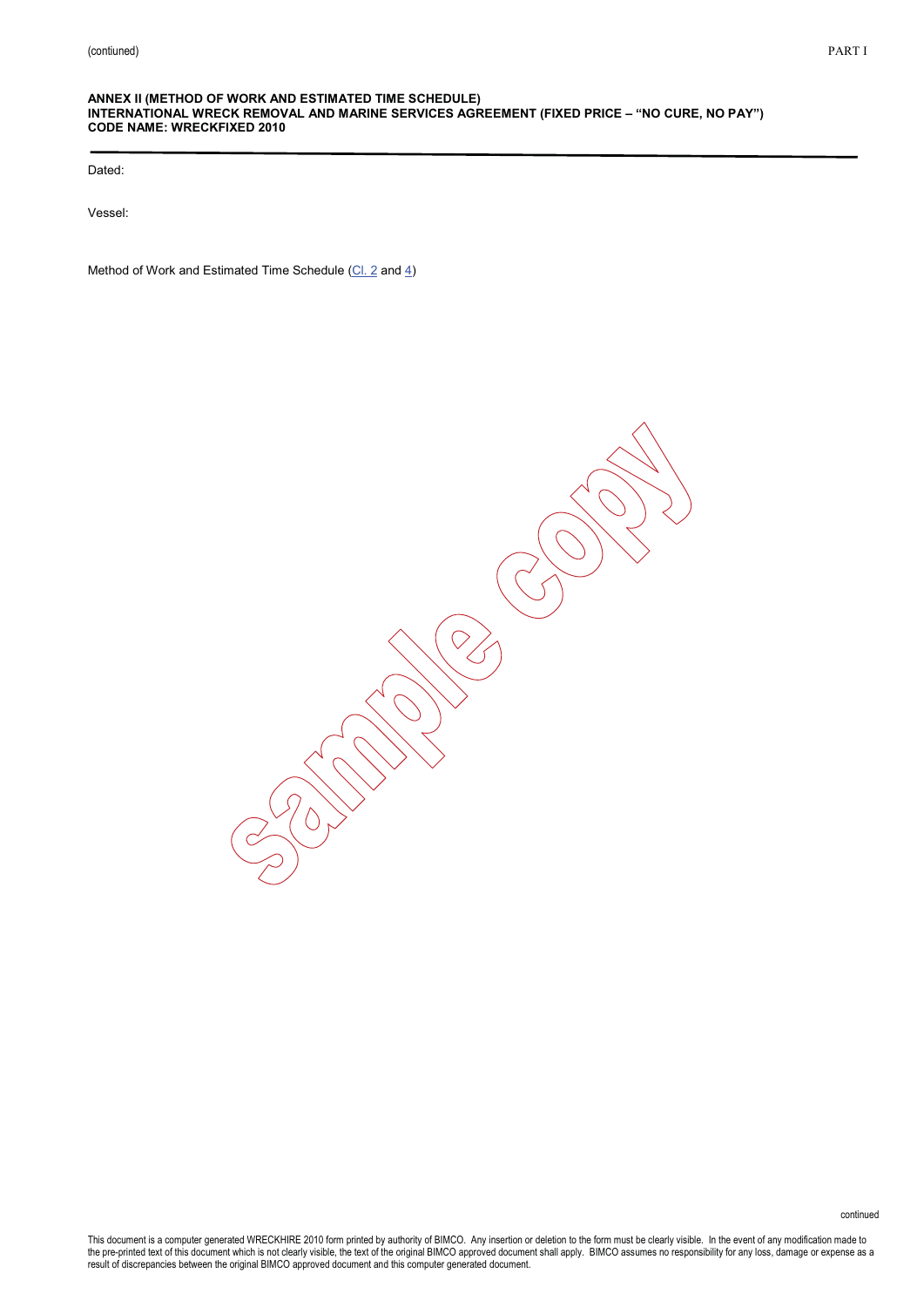**ANNEX II (METHOD OF WORK AND ESTIMATED TIME SCHEDULE)**
**INTERNATIONAL WRECK REMOVAL AND MARINE SERVICES AGREEMENT (FIXED PRICE – "NO CURE, NO PAY")**
**CODE NAME: WRECKFIXED 2010**

---

Dated:

Vessel:

Method of Work and Estimated Time Schedule (Cl. 2 and 4)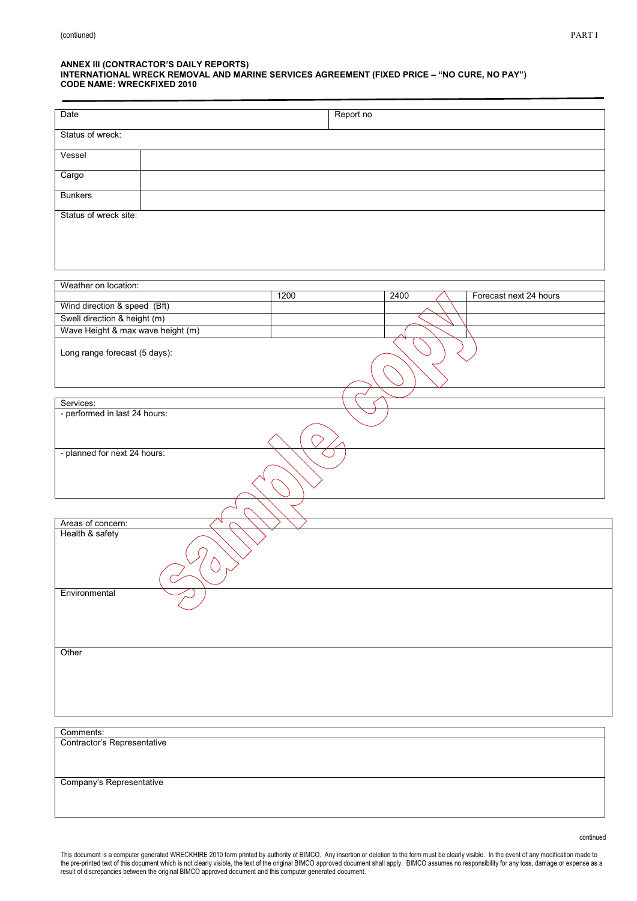(contiuned)

### ANNEX III (CONTRACTOR'S DAILY REPORTS)
### INTERNATIONAL WRECK REMOVAL AND MARINE SERVICES AGREEMENT (FIXED PRICE – "NO CURE, NO PAY")
### CODE NAME: WRECKFIXED 2010

| Date | Report no |
|---|---|

| Status of wreck: | |
|---|---|
| Vessel | |
| Cargo | |
| Bunkers | |
| Status of wreck site: | |

| Weather on location: | | | |
|---|---|---|---|
| | 1200 | 2400 | Forecast next 24 hours |
| Wind direction & speed (Bft) | | | |
| Swell direction & height (m) | | | |
| Wave Height & max wave height (m) | | | |
| Long range forecast (5 days): | | | |

| Services: |
|---|
| - performed in last 24 hours: |
| - planned for next 24 hours: |

| Areas of concern: |
|---|
| Health & safety |
| Environmental |
| Other |

| Comments: |
|---|
| Contractor's Representative |
| Company's Representative |

continued

This document is a computer generated WRECKHIRE 2010 form printed by authority of BIMCO. Any insertion or deletion to the form must be clearly visible. In the event of any modification made to the pre-printed text of this document which is not clearly visible, the text of the original BIMCO approved document shall apply. BIMCO assumes no responsibility for any loss, damage or expense as a result of discrepancies between the original BIMCO approved document and this computer generated document.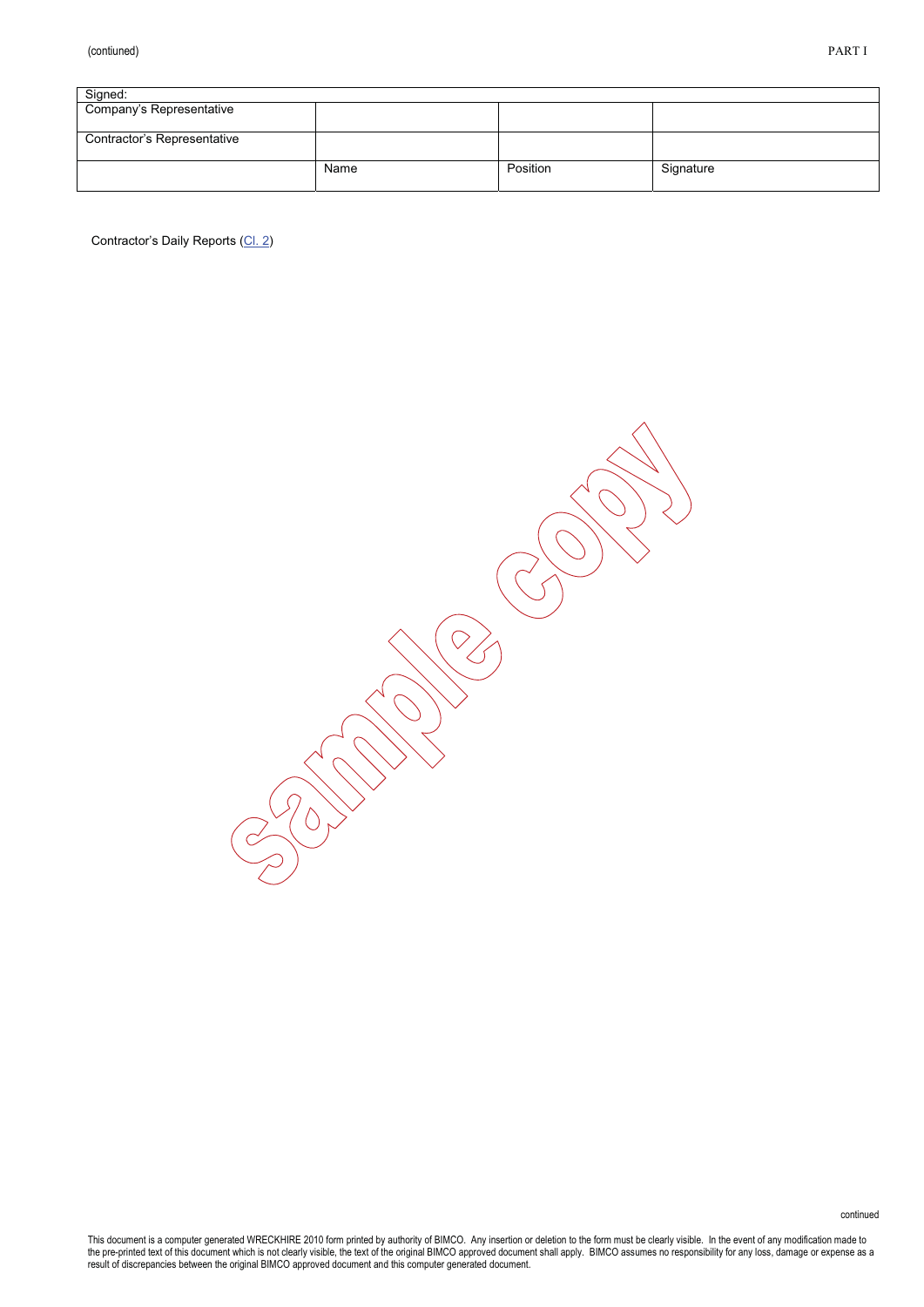(contiuned) PART I

| | | | |
|---|---|---|---|
| Signed: | | | |
| Company's Representative | | | |
| Contractor's Representative | | | |
| | Name | Position | Signature |

Contractor's Daily Reports (Cl. 2)

continued

This document is a computer generated WRECKHIRE 2010 form printed by authority of BIMCO. Any insertion or deletion to the form must be clearly visible. In the event of any modification made to the pre-printed text of this document which is not clearly visible, the text of the original BIMCO approved document shall apply. BIMCO assumes no responsibility for any loss, damage or expense as a result of discrepancies between the original BIMCO approved document and this computer generated document.